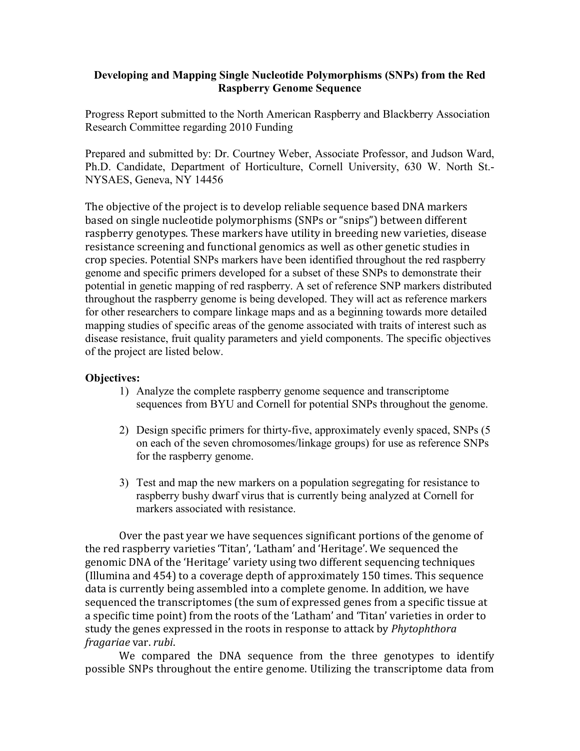# Developing and Mapping Single Nucleotide Polymorphisms (SNPs) from the Red Raspberry Genome Sequence

Progress Report submitted to the North American Raspberry and Blackberry Association Research Committee regarding 2010 Funding

Prepared and submitted by: Dr. Courtney Weber, Associate Professor, and Judson Ward, Ph.D. Candidate, Department of Horticulture, Cornell University, 630 W. North St.-NYSAES, Geneva, NY 14456

The objective of the project is to develop reliable sequence based DNA markers based on single nucleotide polymorphisms (SNPs or "snips") between different raspberry genotypes. These markers have utility in breeding new varieties, disease resistance screening and functional genomics as well as other genetic studies in crop species. Potential SNPs markers have been identified throughout the red raspberry genome and specific primers developed for a subset of these SNPs to demonstrate their potential in genetic mapping of red raspberry. A set of reference SNP markers distributed throughout the raspberry genome is being developed. They will act as reference markers for other researchers to compare linkage maps and as a beginning towards more detailed mapping studies of specific areas of the genome associated with traits of interest such as disease resistance, fruit quality parameters and yield components. The specific objectives of the project are listed below.

**Objectives:**

1) Analyze the complete raspberry genome sequence and transcriptome sequences from BYU and Cornell for potential SNPs throughout the genome.

2) Design specific primers for thirty-five, approximately evenly spaced, SNPs (5 on each of the seven chromosomes/linkage groups) for use as reference SNPs for the raspberry genome.

3) Test and map the new markers on a population segregating for resistance to raspberry bushy dwarf virus that is currently being analyzed at Cornell for markers associated with resistance.

Over the past year we have sequences significant portions of the genome of the red raspberry varieties 'Titan', 'Latham' and 'Heritage'. We sequenced the genomic DNA of the 'Heritage' variety using two different sequencing techniques (Illumina and 454) to a coverage depth of approximately 150 times. This sequence data is currently being assembled into a complete genome. In addition, we have sequenced the transcriptomes (the sum of expressed genes from a specific tissue at a specific time point) from the roots of the 'Latham' and 'Titan' varieties in order to study the genes expressed in the roots in response to attack by *Phytophthora fragariae* var. *rubi*.

We compared the DNA sequence from the three genotypes to identify possible SNPs throughout the entire genome. Utilizing the transcriptome data from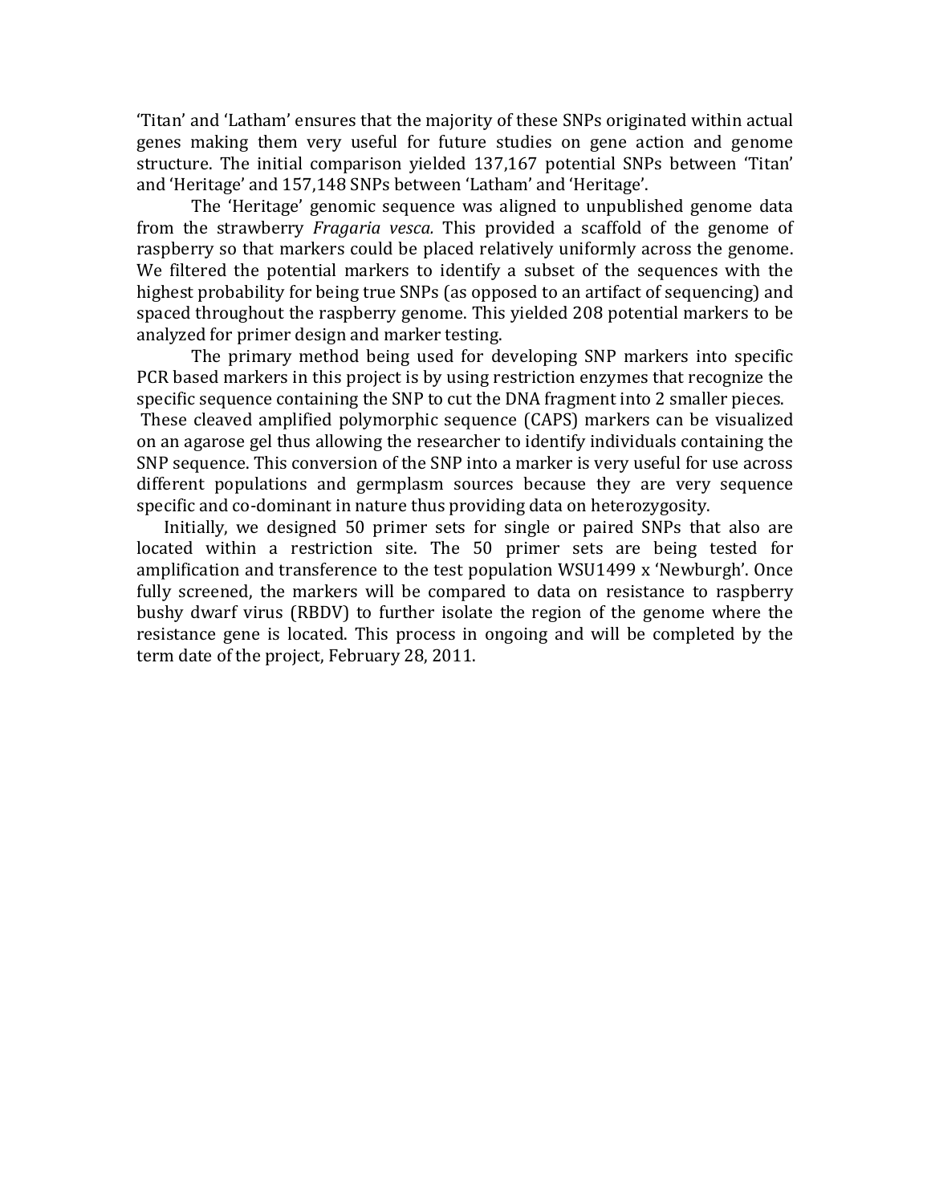'Titan' and 'Latham' ensures that the majority of these SNPs originated within actual genes making them very useful for future studies on gene action and genome structure. The initial comparison yielded 137,167 potential SNPs between 'Titan' and 'Heritage' and 157,148 SNPs between 'Latham' and 'Heritage'.

The 'Heritage' genomic sequence was aligned to unpublished genome data from the strawberry *Fragaria vesca.* This provided a scaffold of the genome of raspberry so that markers could be placed relatively uniformly across the genome. We filtered the potential markers to identify a subset of the sequences with the highest probability for being true SNPs (as opposed to an artifact of sequencing) and spaced throughout the raspberry genome. This yielded 208 potential markers to be analyzed for primer design and marker testing.

The primary method being used for developing SNP markers into specific PCR based markers in this project is by using restriction enzymes that recognize the specific sequence containing the SNP to cut the DNA fragment into 2 smaller pieces. These cleaved amplified polymorphic sequence (CAPS) markers can be visualized on an agarose gel thus allowing the researcher to identify individuals containing the SNP sequence. This conversion of the SNP into a marker is very useful for use across different populations and germplasm sources because they are very sequence specific and co-dominant in nature thus providing data on heterozygosity.

Initially, we designed 50 primer sets for single or paired SNPs that also are located within a restriction site. The 50 primer sets are being tested for amplification and transference to the test population WSU1499 x 'Newburgh'. Once fully screened, the markers will be compared to data on resistance to raspberry bushy dwarf virus (RBDV) to further isolate the region of the genome where the resistance gene is located. This process in ongoing and will be completed by the term date of the project, February 28, 2011.